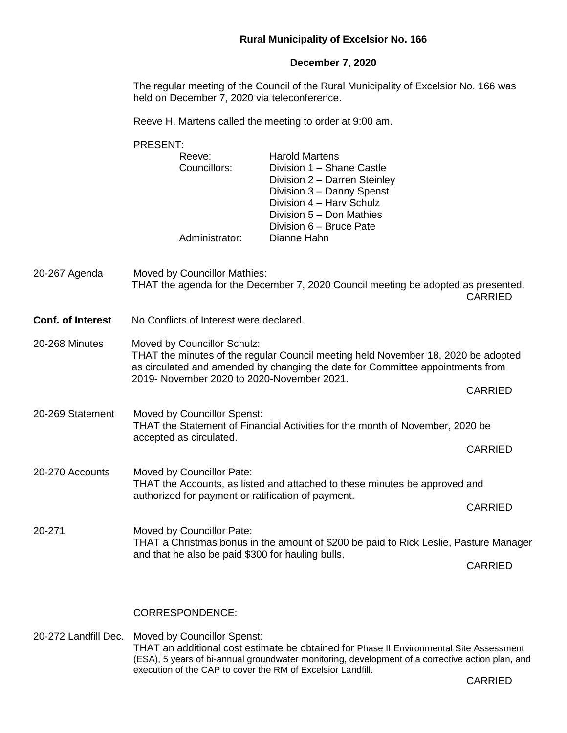**Rural Municipality of Excelsior No. 166**

**December 7, 2020**

The regular meeting of the Council of the Rural Municipality of Excelsior No. 166 was held on December 7, 2020 via teleconference.

Reeve H. Martens called the meeting to order at 9:00 am.

PRESENT:

| | |
|---|---|
| Reeve: | Harold Martens |
| Councillors: | Division 1 – Shane Castle |
| | Division 2 – Darren Steinley |
| | Division 3 – Danny Spenst |
| | Division 4 – Harv Schulz |
| | Division 5 – Don Mathies |
| | Division 6 – Bruce Pate |
| Administrator: | Dianne Hahn |

20-267 Agenda — Moved by Councillor Mathies:
THAT the agenda for the December 7, 2020 Council meeting be adopted as presented.
CARRIED

**Conf. of Interest** — No Conflicts of Interest were declared.

20-268 Minutes — Moved by Councillor Schulz:
THAT the minutes of the regular Council meeting held November 18, 2020 be adopted as circulated and amended by changing the date for Committee appointments from 2019- November 2020 to 2020-November 2021.
CARRIED

20-269 Statement — Moved by Councillor Spenst:
THAT the Statement of Financial Activities for the month of November, 2020 be accepted as circulated.
CARRIED

20-270 Accounts — Moved by Councillor Pate:
THAT the Accounts, as listed and attached to these minutes be approved and authorized for payment or ratification of payment.
CARRIED

20-271 — Moved by Councillor Pate:
THAT a Christmas bonus in the amount of $200 be paid to Rick Leslie, Pasture Manager and that he also be paid $300 for hauling bulls.
CARRIED

CORRESPONDENCE:

20-272 Landfill Dec. — Moved by Councillor Spenst:
THAT an additional cost estimate be obtained for Phase II Environmental Site Assessment (ESA), 5 years of bi-annual groundwater monitoring, development of a corrective action plan, and execution of the CAP to cover the RM of Excelsior Landfill.
CARRIED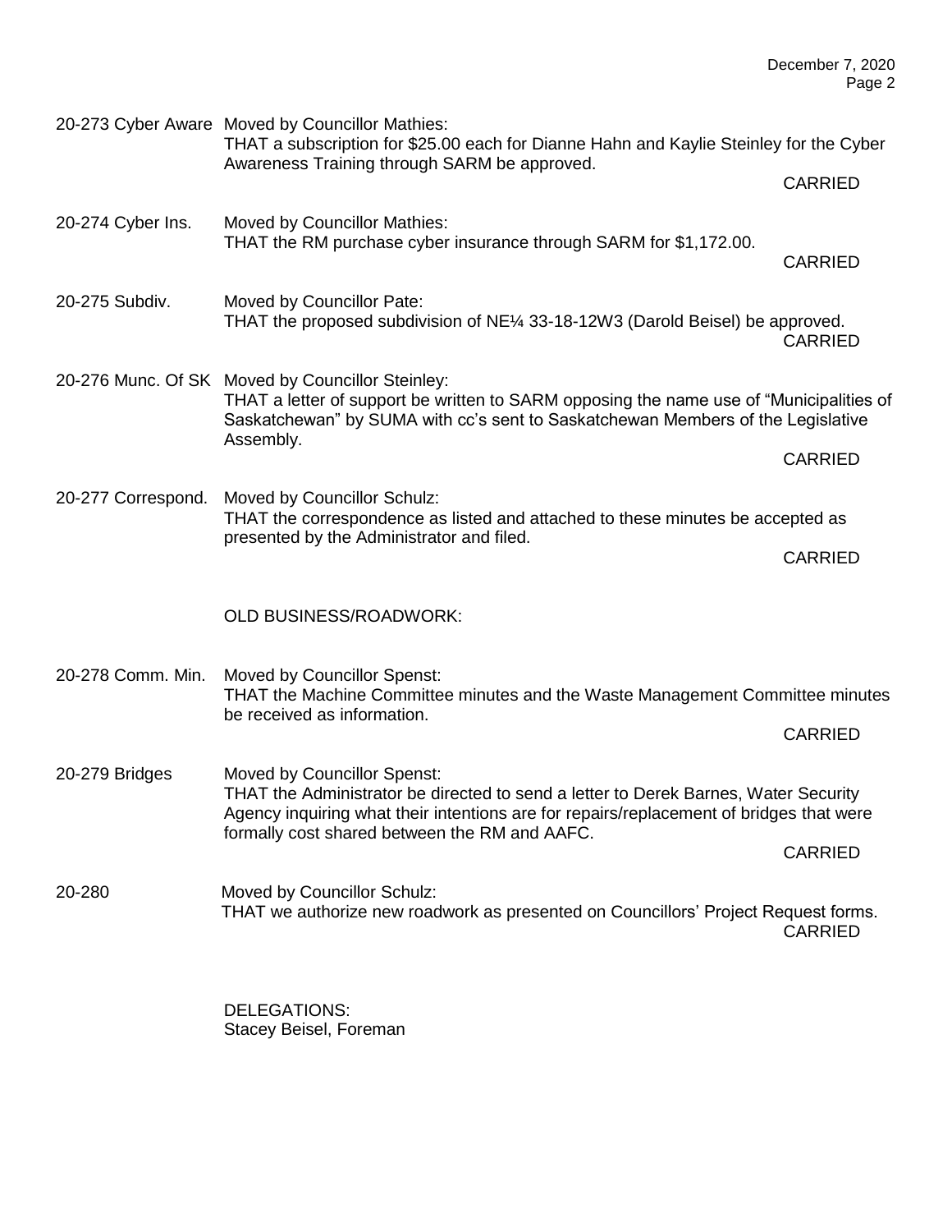**20-273 Cyber Aware** Moved by Councillor Mathies:
THAT a subscription for $25.00 each for Dianne Hahn and Kaylie Steinley for the Cyber Awareness Training through SARM be approved.

CARRIED

**20-274 Cyber Ins.** Moved by Councillor Mathies:
THAT the RM purchase cyber insurance through SARM for $1,172.00.

CARRIED

**20-275 Subdiv.** Moved by Councillor Pate:
THAT the proposed subdivision of NE¼ 33-18-12W3 (Darold Beisel) be approved.

CARRIED

**20-276 Munc. Of SK** Moved by Councillor Steinley:
THAT a letter of support be written to SARM opposing the name use of "Municipalities of Saskatchewan" by SUMA with cc's sent to Saskatchewan Members of the Legislative Assembly.

CARRIED

**20-277 Correspond.** Moved by Councillor Schulz:
THAT the correspondence as listed and attached to these minutes be accepted as presented by the Administrator and filed.

CARRIED

OLD BUSINESS/ROADWORK:

**20-278 Comm. Min.** Moved by Councillor Spenst:
THAT the Machine Committee minutes and the Waste Management Committee minutes be received as information.

CARRIED

**20-279 Bridges** Moved by Councillor Spenst:
THAT the Administrator be directed to send a letter to Derek Barnes, Water Security Agency inquiring what their intentions are for repairs/replacement of bridges that were formally cost shared between the RM and AAFC.

CARRIED

**20-280** Moved by Councillor Schulz:
THAT we authorize new roadwork as presented on Councillors' Project Request forms.

CARRIED

DELEGATIONS:
Stacey Beisel, Foreman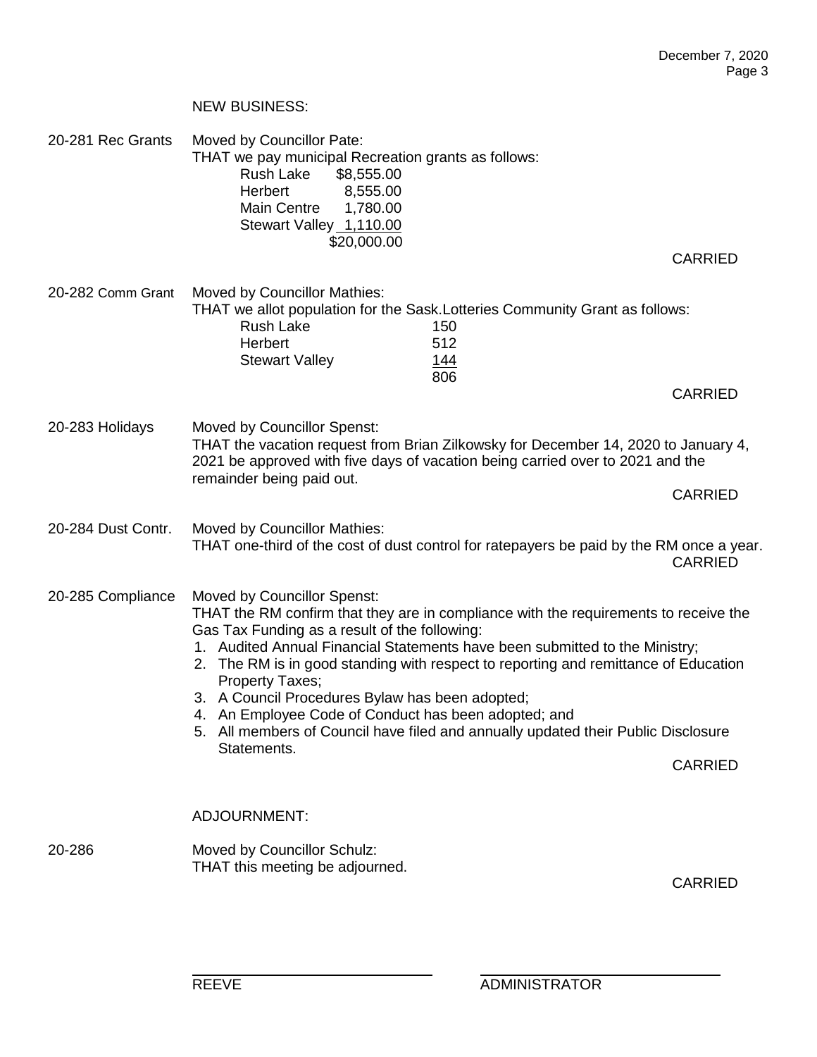NEW BUSINESS:

**20-281 Rec Grants**

Moved by Councillor Pate:
THAT we pay municipal Recreation grants as follows:

| | |
|---|---|
| Rush Lake | $8,555.00 |
| Herbert | 8,555.00 |
| Main Centre | 1,780.00 |
| Stewart Valley | 1,110.00 |
| | $20,000.00 |

CARRIED

**20-282 Comm Grant**

Moved by Councillor Mathies:
THAT we allot population for the Sask.Lotteries Community Grant as follows:

| | |
|---|---|
| Rush Lake | 150 |
| Herbert | 512 |
| Stewart Valley | 144 |
| | 806 |

CARRIED

**20-283 Holidays**

Moved by Councillor Spenst:
THAT the vacation request from Brian Zilkowsky for December 14, 2020 to January 4, 2021 be approved with five days of vacation being carried over to 2021 and the remainder being paid out.

CARRIED

**20-284 Dust Contr.**

Moved by Councillor Mathies:
THAT one-third of the cost of dust control for ratepayers be paid by the RM once a year.

CARRIED

**20-285 Compliance**

Moved by Councillor Spenst:
THAT the RM confirm that they are in compliance with the requirements to receive the Gas Tax Funding as a result of the following:

1. Audited Annual Financial Statements have been submitted to the Ministry;
2. The RM is in good standing with respect to reporting and remittance of Education Property Taxes;
3. A Council Procedures Bylaw has been adopted;
4. An Employee Code of Conduct has been adopted; and
5. All members of Council have filed and annually updated their Public Disclosure Statements.

CARRIED

ADJOURNMENT:

**20-286**

Moved by Councillor Schulz:
THAT this meeting be adjourned.

CARRIED

REEVE ______________________ ADMINISTRATOR ______________________